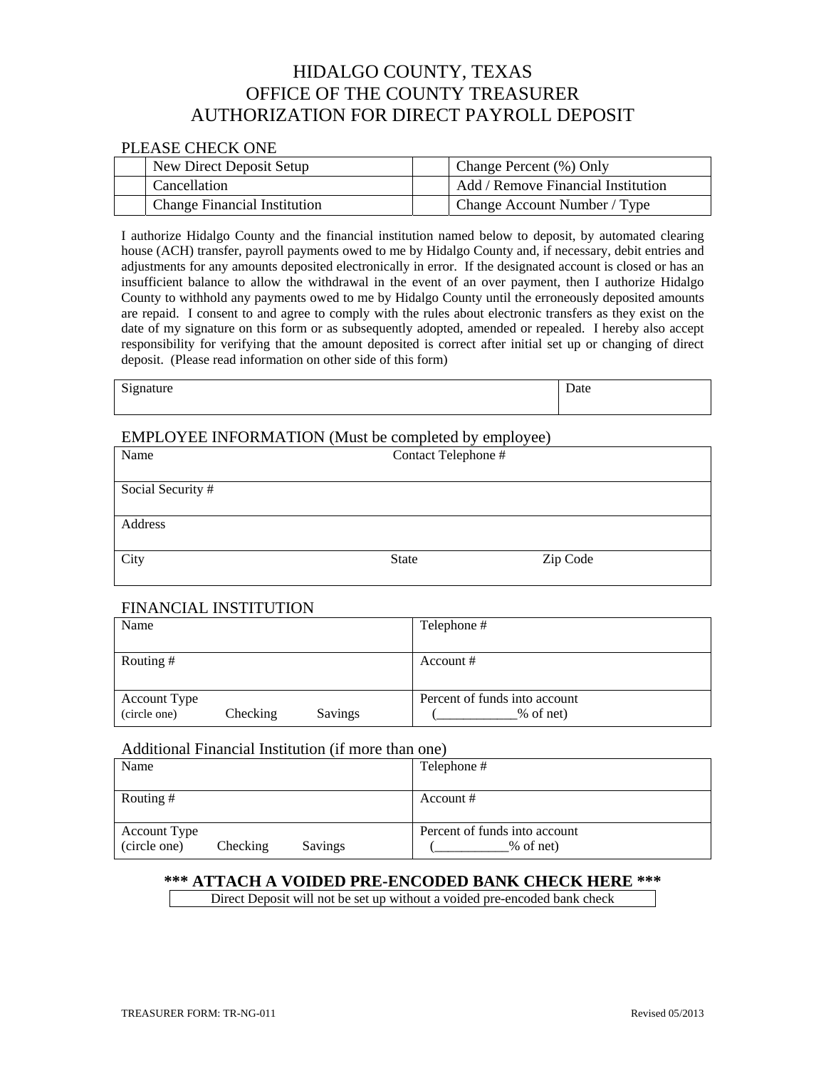# HIDALGO COUNTY, TEXAS
# OFFICE OF THE COUNTY TREASURER
# AUTHORIZATION FOR DIRECT PAYROLL DEPOSIT

PLEASE CHECK ONE

| | | | |
|---|---|---|---|
| | New Direct Deposit Setup | | Change Percent (%) Only |
| | Cancellation | | Add / Remove Financial Institution |
| | Change Financial Institution | | Change Account Number / Type |

I authorize Hidalgo County and the financial institution named below to deposit, by automated clearing house (ACH) transfer, payroll payments owed to me by Hidalgo County and, if necessary, debit entries and adjustments for any amounts deposited electronically in error. If the designated account is closed or has an insufficient balance to allow the withdrawal in the event of an over payment, then I authorize Hidalgo County to withhold any payments owed to me by Hidalgo County until the erroneously deposited amounts are repaid. I consent to and agree to comply with the rules about electronic transfers as they exist on the date of my signature on this form or as subsequently adopted, amended or repealed. I hereby also accept responsibility for verifying that the amount deposited is correct after initial set up or changing of direct deposit. (Please read information on other side of this form)

| Signature | Date |
|---|---|
| | |

## EMPLOYEE INFORMATION (Must be completed by employee)

| | | |
|---|---|---|
| Name | Contact Telephone # | |
| Social Security # | | |
| Address | | |
| City | State | Zip Code |

## FINANCIAL INSTITUTION

| | |
|---|---|
| Name | Telephone # |
| Routing # | Account # |
| Account Type (circle one) Checking Savings | Percent of funds into account (___________% of net) |

## Additional Financial Institution (if more than one)

| | |
|---|---|
| Name | Telephone # |
| Routing # | Account # |
| Account Type (circle one) Checking Savings | Percent of funds into account (__________% of net) |

**\*\*\* ATTACH A VOIDED PRE-ENCODED BANK CHECK HERE \*\*\***

Direct Deposit will not be set up without a voided pre-encoded bank check

TREASURER FORM: TR-NG-011 Revised 05/2013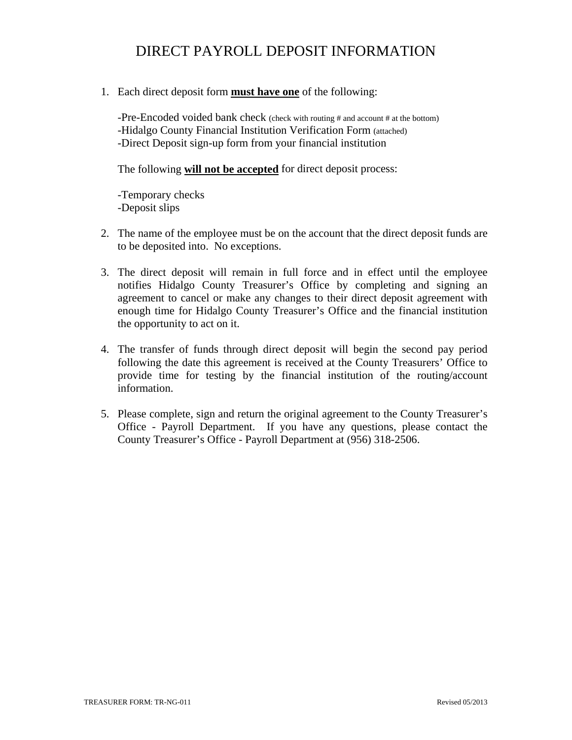# DIRECT PAYROLL DEPOSIT INFORMATION

1. Each direct deposit form **must have one** of the following:

   -Pre-Encoded voided bank check (check with routing # and account # at the bottom)
   -Hidalgo County Financial Institution Verification Form (attached)
   -Direct Deposit sign-up form from your financial institution

   The following **will not be accepted** for direct deposit process:

   -Temporary checks
   -Deposit slips

2. The name of the employee must be on the account that the direct deposit funds are to be deposited into. No exceptions.

3. The direct deposit will remain in full force and in effect until the employee notifies Hidalgo County Treasurer's Office by completing and signing an agreement to cancel or make any changes to their direct deposit agreement with enough time for Hidalgo County Treasurer's Office and the financial institution the opportunity to act on it.

4. The transfer of funds through direct deposit will begin the second pay period following the date this agreement is received at the County Treasurers' Office to provide time for testing by the financial institution of the routing/account information.

5. Please complete, sign and return the original agreement to the County Treasurer's Office - Payroll Department. If you have any questions, please contact the County Treasurer's Office - Payroll Department at (956) 318-2506.

TREASURER FORM: TR-NG-011 Revised 05/2013